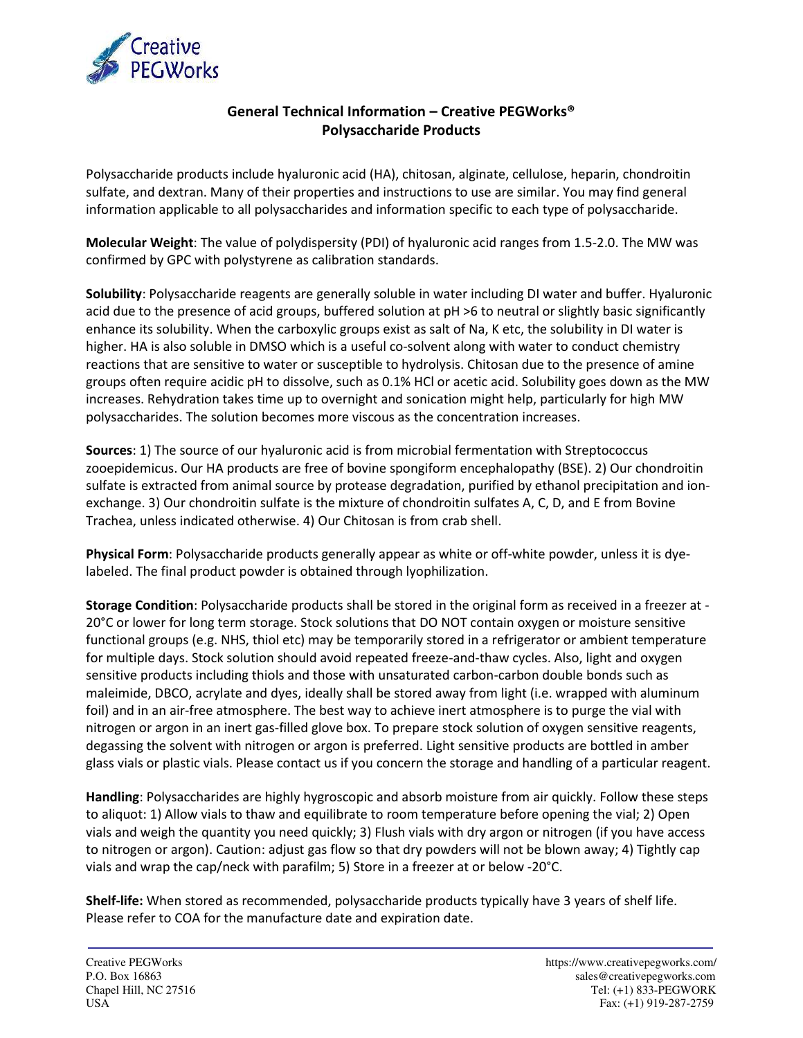## General Technical Information – Creative PEGWorks®
## Polysaccharide Products

Polysaccharide products include hyaluronic acid (HA), chitosan, alginate, cellulose, heparin, chondroitin sulfate, and dextran. Many of their properties and instructions to use are similar. You may find general information applicable to all polysaccharides and information specific to each type of polysaccharide.

**Molecular Weight**: The value of polydispersity (PDI) of hyaluronic acid ranges from 1.5-2.0. The MW was confirmed by GPC with polystyrene as calibration standards.

**Solubility**: Polysaccharide reagents are generally soluble in water including DI water and buffer. Hyaluronic acid due to the presence of acid groups, buffered solution at pH >6 to neutral or slightly basic significantly enhance its solubility. When the carboxylic groups exist as salt of Na, K etc, the solubility in DI water is higher. HA is also soluble in DMSO which is a useful co-solvent along with water to conduct chemistry reactions that are sensitive to water or susceptible to hydrolysis. Chitosan due to the presence of amine groups often require acidic pH to dissolve, such as 0.1% HCl or acetic acid. Solubility goes down as the MW increases. Rehydration takes time up to overnight and sonication might help, particularly for high MW polysaccharides. The solution becomes more viscous as the concentration increases.

**Sources**: 1) The source of our hyaluronic acid is from microbial fermentation with Streptococcus zooepidemicus. Our HA products are free of bovine spongiform encephalopathy (BSE). 2) Our chondroitin sulfate is extracted from animal source by protease degradation, purified by ethanol precipitation and ion-exchange. 3) Our chondroitin sulfate is the mixture of chondroitin sulfates A, C, D, and E from Bovine Trachea, unless indicated otherwise. 4) Our Chitosan is from crab shell.

**Physical Form**: Polysaccharide products generally appear as white or off-white powder, unless it is dye-labeled. The final product powder is obtained through lyophilization.

**Storage Condition**: Polysaccharide products shall be stored in the original form as received in a freezer at -20°C or lower for long term storage. Stock solutions that DO NOT contain oxygen or moisture sensitive functional groups (e.g. NHS, thiol etc) may be temporarily stored in a refrigerator or ambient temperature for multiple days. Stock solution should avoid repeated freeze-and-thaw cycles. Also, light and oxygen sensitive products including thiols and those with unsaturated carbon-carbon double bonds such as maleimide, DBCO, acrylate and dyes, ideally shall be stored away from light (i.e. wrapped with aluminum foil) and in an air-free atmosphere. The best way to achieve inert atmosphere is to purge the vial with nitrogen or argon in an inert gas-filled glove box. To prepare stock solution of oxygen sensitive reagents, degassing the solvent with nitrogen or argon is preferred. Light sensitive products are bottled in amber glass vials or plastic vials. Please contact us if you concern the storage and handling of a particular reagent.

**Handling**: Polysaccharides are highly hygroscopic and absorb moisture from air quickly. Follow these steps to aliquot: 1) Allow vials to thaw and equilibrate to room temperature before opening the vial; 2) Open vials and weigh the quantity you need quickly; 3) Flush vials with dry argon or nitrogen (if you have access to nitrogen or argon). Caution: adjust gas flow so that dry powders will not be blown away; 4) Tightly cap vials and wrap the cap/neck with parafilm; 5) Store in a freezer at or below -20°C.

**Shelf-life:** When stored as recommended, polysaccharide products typically have 3 years of shelf life. Please refer to COA for the manufacture date and expiration date.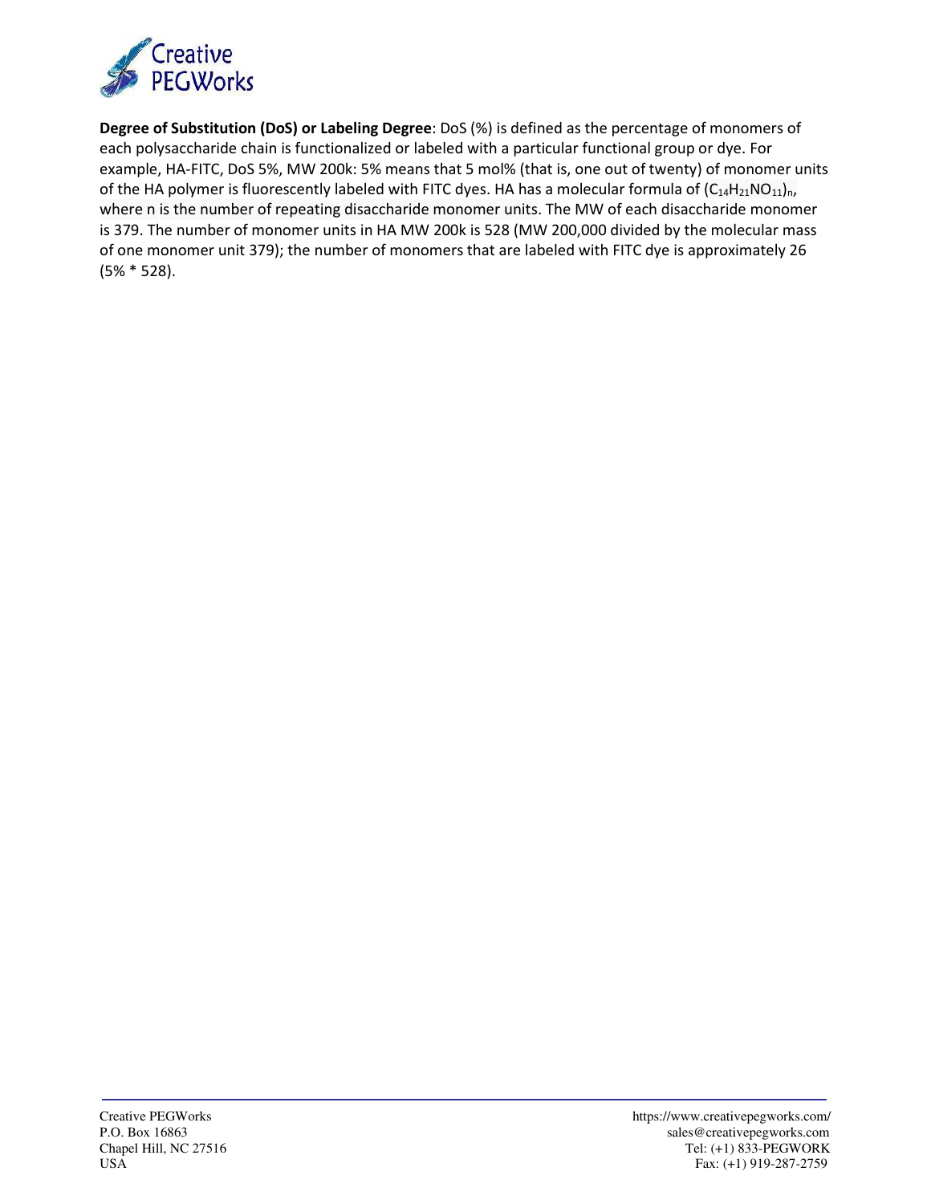**Degree of Substitution (DoS) or Labeling Degree**: DoS (%) is defined as the percentage of monomers of each polysaccharide chain is functionalized or labeled with a particular functional group or dye. For example, HA-FITC, DoS 5%, MW 200k: 5% means that 5 mol% (that is, one out of twenty) of monomer units of the HA polymer is fluorescently labeled with FITC dyes. HA has a molecular formula of $(C_{14}H_{21}NO_{11})_n$, where n is the number of repeating disaccharide monomer units. The MW of each disaccharide monomer is 379. The number of monomer units in HA MW 200k is 528 (MW 200,000 divided by the molecular mass of one monomer unit 379); the number of monomers that are labeled with FITC dye is approximately 26 (5% * 528).